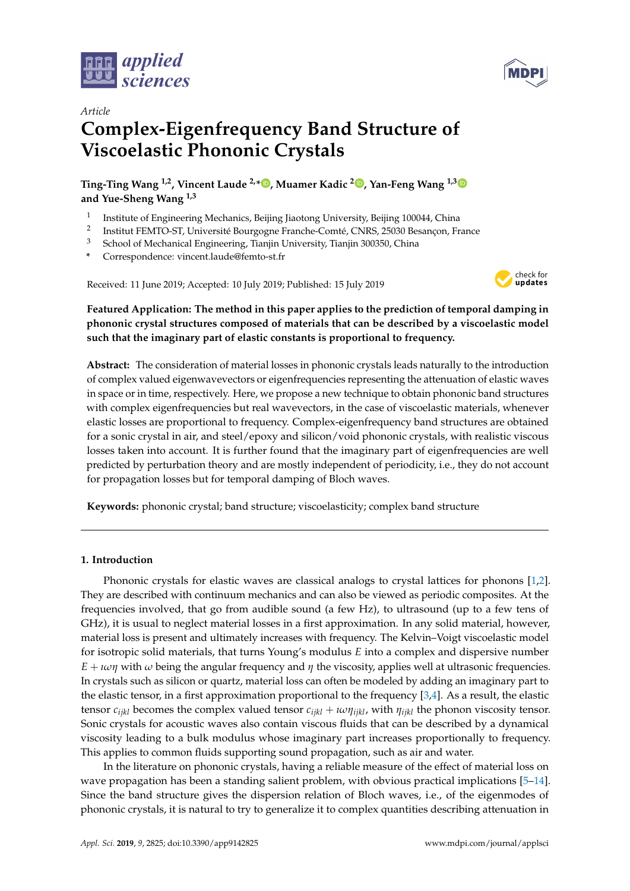*Article*

# Complex-Eigenfrequency Band Structure of Viscoelastic Phononic Crystals

**Ting-Ting Wang [1,2], Vincent Laude [2,*], Muamer Kadic [2], Yan-Feng Wang [1,3] and Yue-Sheng Wang [1,3]**

1 Institute of Engineering Mechanics, Beijing Jiaotong University, Beijing 100044, China
2 Institut FEMTO-ST, Université Bourgogne Franche-Comté, CNRS, 25030 Besançon, France
3 School of Mechanical Engineering, Tianjin University, Tianjin 300350, China
* Correspondence: vincent.laude@femto-st.fr

Received: 11 June 2019; Accepted: 10 July 2019; Published: 15 July 2019

**Featured Application: The method in this paper applies to the prediction of temporal damping in phononic crystal structures composed of materials that can be described by a viscoelastic model such that the imaginary part of elastic constants is proportional to frequency.**

**Abstract:** The consideration of material losses in phononic crystals leads naturally to the introduction of complex valued eigenwavevectors or eigenfrequencies representing the attenuation of elastic waves in space or in time, respectively. Here, we propose a new technique to obtain phononic band structures with complex eigenfrequencies but real wavevectors, in the case of viscoelastic materials, whenever elastic losses are proportional to frequency. Complex-eigenfrequency band structures are obtained for a sonic crystal in air, and steel/epoxy and silicon/void phononic crystals, with realistic viscous losses taken into account. It is further found that the imaginary part of eigenfrequencies are well predicted by perturbation theory and are mostly independent of periodicity, i.e., they do not account for propagation losses but for temporal damping of Bloch waves.

**Keywords:** phononic crystal; band structure; viscoelasticity; complex band structure

## 1. Introduction

Phononic crystals for elastic waves are classical analogs to crystal lattices for phonons [1,2]. They are described with continuum mechanics and can also be viewed as periodic composites. At the frequencies involved, that go from audible sound (a few Hz), to ultrasound (up to a few tens of GHz), it is usual to neglect material losses in a first approximation. In any solid material, however, material loss is present and ultimately increases with frequency. The Kelvin–Voigt viscoelastic model for isotropic solid materials, that turns Young's modulus $E$ into a complex and dispersive number $E + \imath\omega\eta$ with $\omega$ being the angular frequency and $\eta$ the viscosity, applies well at ultrasonic frequencies. In crystals such as silicon or quartz, material loss can often be modeled by adding an imaginary part to the elastic tensor, in a first approximation proportional to the frequency [3,4]. As a result, the elastic tensor $c_{ijkl}$ becomes the complex valued tensor $c_{ijkl} + \imath\omega\eta_{ijkl}$, with $\eta_{ijkl}$ the phonon viscosity tensor. Sonic crystals for acoustic waves also contain viscous fluids that can be described by a dynamical viscosity leading to a bulk modulus whose imaginary part increases proportionally to frequency. This applies to common fluids supporting sound propagation, such as air and water.

In the literature on phononic crystals, having a reliable measure of the effect of material loss on wave propagation has been a standing salient problem, with obvious practical implications [5–14]. Since the band structure gives the dispersion relation of Bloch waves, i.e., of the eigenmodes of phononic crystals, it is natural to try to generalize it to complex quantities describing attenuation in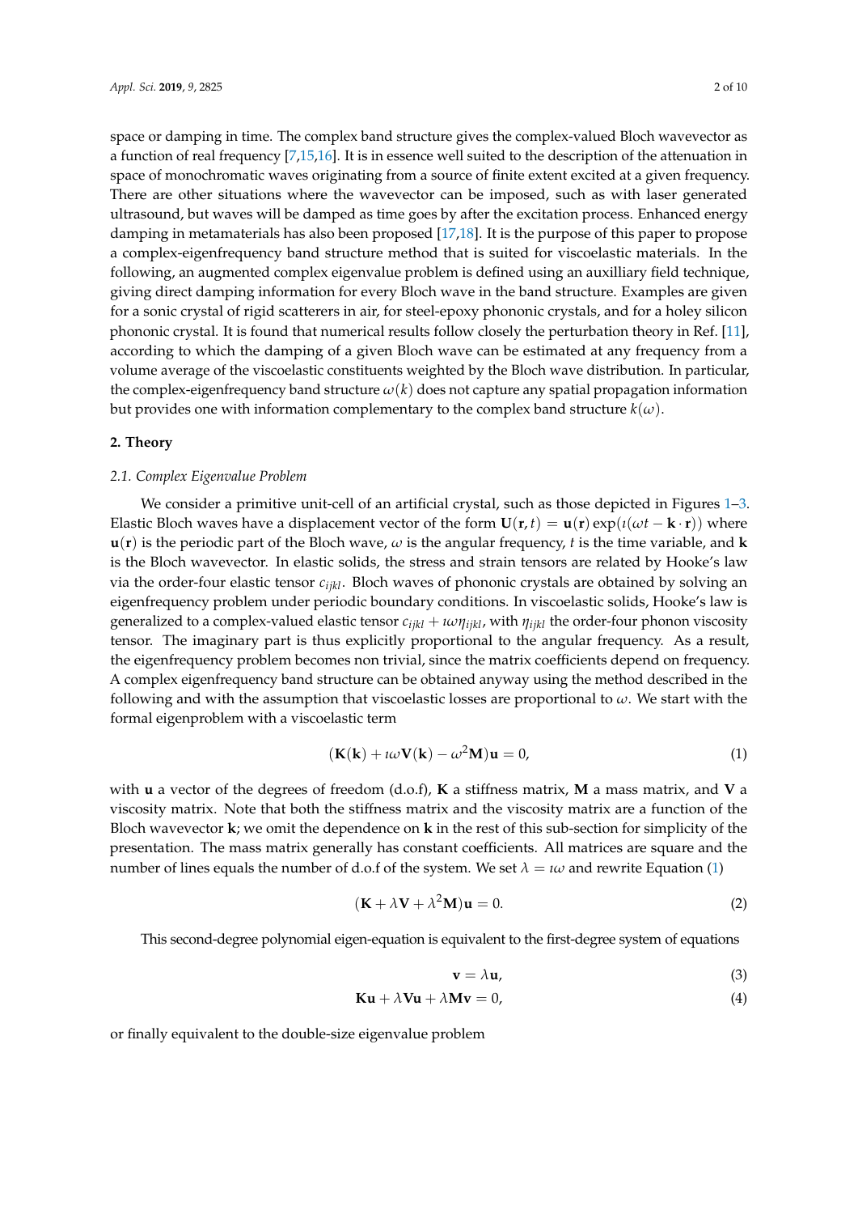space or damping in time. The complex band structure gives the complex-valued Bloch wavevector as a function of real frequency [7,15,16]. It is in essence well suited to the description of the attenuation in space of monochromatic waves originating from a source of finite extent excited at a given frequency. There are other situations where the wavevector can be imposed, such as with laser generated ultrasound, but waves will be damped as time goes by after the excitation process. Enhanced energy damping in metamaterials has also been proposed [17,18]. It is the purpose of this paper to propose a complex-eigenfrequency band structure method that is suited for viscoelastic materials. In the following, an augmented complex eigenvalue problem is defined using an auxilliary field technique, giving direct damping information for every Bloch wave in the band structure. Examples are given for a sonic crystal of rigid scatterers in air, for steel-epoxy phononic crystals, and for a holey silicon phononic crystal. It is found that numerical results follow closely the perturbation theory in Ref. [11], according to which the damping of a given Bloch wave can be estimated at any frequency from a volume average of the viscoelastic constituents weighted by the Bloch wave distribution. In particular, the complex-eigenfrequency band structure $\omega(k)$ does not capture any spatial propagation information but provides one with information complementary to the complex band structure $k(\omega)$.

## 2. Theory

### 2.1. Complex Eigenvalue Problem

We consider a primitive unit-cell of an artificial crystal, such as those depicted in Figures 1–3. Elastic Bloch waves have a displacement vector of the form $\mathbf{U}(\mathbf{r}, t) = \mathbf{u}(\mathbf{r}) \exp(\imath(\omega t - \mathbf{k} \cdot \mathbf{r}))$ where $\mathbf{u}(\mathbf{r})$ is the periodic part of the Bloch wave, $\omega$ is the angular frequency, $t$ is the time variable, and $\mathbf{k}$ is the Bloch wavevector. In elastic solids, the stress and strain tensors are related by Hooke's law via the order-four elastic tensor $c_{ijkl}$. Bloch waves of phononic crystals are obtained by solving an eigenfrequency problem under periodic boundary conditions. In viscoelastic solids, Hooke's law is generalized to a complex-valued elastic tensor $c_{ijkl} + \imath\omega\eta_{ijkl}$, with $\eta_{ijkl}$ the order-four phonon viscosity tensor. The imaginary part is thus explicitly proportional to the angular frequency. As a result, the eigenfrequency problem becomes non trivial, since the matrix coefficients depend on frequency. A complex eigenfrequency band structure can be obtained anyway using the method described in the following and with the assumption that viscoelastic losses are proportional to $\omega$. We start with the formal eigenproblem with a viscoelastic term

$$(\mathbf{K}(\mathbf{k}) + \imath\omega\mathbf{V}(\mathbf{k}) - \omega^2\mathbf{M})\mathbf{u} = 0, \tag{1}$$

with $\mathbf{u}$ a vector of the degrees of freedom (d.o.f), $\mathbf{K}$ a stiffness matrix, $\mathbf{M}$ a mass matrix, and $\mathbf{V}$ a viscosity matrix. Note that both the stiffness matrix and the viscosity matrix are a function of the Bloch wavevector $\mathbf{k}$; we omit the dependence on $\mathbf{k}$ in the rest of this sub-section for simplicity of the presentation. The mass matrix generally has constant coefficients. All matrices are square and the number of lines equals the number of d.o.f of the system. We set $\lambda = \imath\omega$ and rewrite Equation (1)

$$(\mathbf{K} + \lambda\mathbf{V} + \lambda^2\mathbf{M})\mathbf{u} = 0. \tag{2}$$

This second-degree polynomial eigen-equation is equivalent to the first-degree system of equations

$$\mathbf{v} = \lambda\mathbf{u}, \tag{3}$$

$$\mathbf{K}\mathbf{u} + \lambda\mathbf{V}\mathbf{u} + \lambda\mathbf{M}\mathbf{v} = 0, \tag{4}$$

or finally equivalent to the double-size eigenvalue problem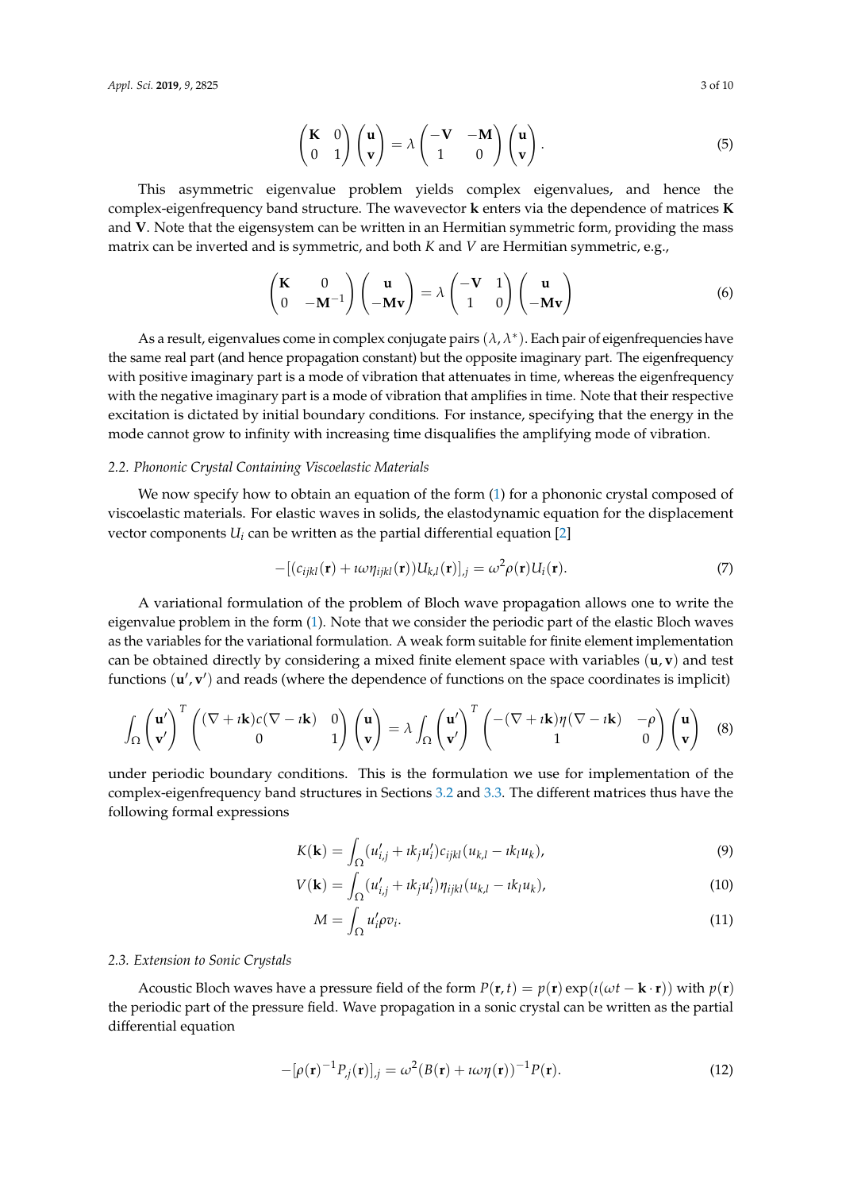$$\begin{pmatrix} \mathbf{K} & 0 \\ 0 & 1 \end{pmatrix} \begin{pmatrix} \mathbf{u} \\ \mathbf{v} \end{pmatrix} = \lambda \begin{pmatrix} -\mathbf{V} & -\mathbf{M} \\ 1 & 0 \end{pmatrix} \begin{pmatrix} \mathbf{u} \\ \mathbf{v} \end{pmatrix}. \tag{5}$$

This asymmetric eigenvalue problem yields complex eigenvalues, and hence the complex-eigenfrequency band structure. The wavevector $\mathbf{k}$ enters via the dependence of matrices $\mathbf{K}$ and $\mathbf{V}$. Note that the eigensystem can be written in an Hermitian symmetric form, providing the mass matrix can be inverted and is symmetric, and both $K$ and $V$ are Hermitian symmetric, e.g.,

$$\begin{pmatrix} \mathbf{K} & 0 \\ 0 & -\mathbf{M}^{-1} \end{pmatrix} \begin{pmatrix} \mathbf{u} \\ -\mathbf{M}\mathbf{v} \end{pmatrix} = \lambda \begin{pmatrix} -\mathbf{V} & 1 \\ 1 & 0 \end{pmatrix} \begin{pmatrix} \mathbf{u} \\ -\mathbf{M}\mathbf{v} \end{pmatrix} \tag{6}$$

As a result, eigenvalues come in complex conjugate pairs $(\lambda, \lambda^*)$. Each pair of eigenfrequencies have the same real part (and hence propagation constant) but the opposite imaginary part. The eigenfrequency with positive imaginary part is a mode of vibration that attenuates in time, whereas the eigenfrequency with the negative imaginary part is a mode of vibration that amplifies in time. Note that their respective excitation is dictated by initial boundary conditions. For instance, specifying that the energy in the mode cannot grow to infinity with increasing time disqualifies the amplifying mode of vibration.

### 2.2. Phononic Crystal Containing Viscoelastic Materials

We now specify how to obtain an equation of the form (1) for a phononic crystal composed of viscoelastic materials. For elastic waves in solids, the elastodynamic equation for the displacement vector components $U_i$ can be written as the partial differential equation [2]

$$-[(c_{ijkl}(\mathbf{r}) + \imath\omega\eta_{ijkl}(\mathbf{r}))U_{k,l}(\mathbf{r})]_{,j} = \omega^2\rho(\mathbf{r})U_i(\mathbf{r}). \tag{7}$$

A variational formulation of the problem of Bloch wave propagation allows one to write the eigenvalue problem in the form (1). Note that we consider the periodic part of the elastic Bloch waves as the variables for the variational formulation. A weak form suitable for finite element implementation can be obtained directly by considering a mixed finite element space with variables $(\mathbf{u}, \mathbf{v})$ and test functions $(\mathbf{u}', \mathbf{v}')$ and reads (where the dependence of functions on the space coordinates is implicit)

$$\int_\Omega \begin{pmatrix} \mathbf{u}' \\ \mathbf{v}' \end{pmatrix}^T \begin{pmatrix} (\nabla + \imath\mathbf{k})c(\nabla - \imath\mathbf{k}) & 0 \\ 0 & 1 \end{pmatrix} \begin{pmatrix} \mathbf{u} \\ \mathbf{v} \end{pmatrix} = \lambda \int_\Omega \begin{pmatrix} \mathbf{u}' \\ \mathbf{v}' \end{pmatrix}^T \begin{pmatrix} -(\nabla + \imath\mathbf{k})\eta(\nabla - \imath\mathbf{k}) & -\rho \\ 1 & 0 \end{pmatrix} \begin{pmatrix} \mathbf{u} \\ \mathbf{v} \end{pmatrix} \tag{8}$$

under periodic boundary conditions. This is the formulation we use for implementation of the complex-eigenfrequency band structures in Sections 3.2 and 3.3. The different matrices thus have the following formal expressions

$$K(\mathbf{k}) = \int_\Omega (u'_{i,j} + \imath k_j u'_i) c_{ijkl} (u_{k,l} - \imath k_l u_k), \tag{9}$$

$$V(\mathbf{k}) = \int_\Omega (u'_{i,j} + \imath k_j u'_i) \eta_{ijkl} (u_{k,l} - \imath k_l u_k), \tag{10}$$

$$M = \int_\Omega u'_i \rho v_i. \tag{11}$$

### 2.3. Extension to Sonic Crystals

Acoustic Bloch waves have a pressure field of the form $P(\mathbf{r}, t) = p(\mathbf{r}) \exp(\imath(\omega t - \mathbf{k} \cdot \mathbf{r}))$ with $p(\mathbf{r})$ the periodic part of the pressure field. Wave propagation in a sonic crystal can be written as the partial differential equation

$$-[\rho(\mathbf{r})^{-1} P_{,j}(\mathbf{r})]_{,j} = \omega^2 (B(\mathbf{r}) + \imath\omega\eta(\mathbf{r}))^{-1} P(\mathbf{r}). \tag{12}$$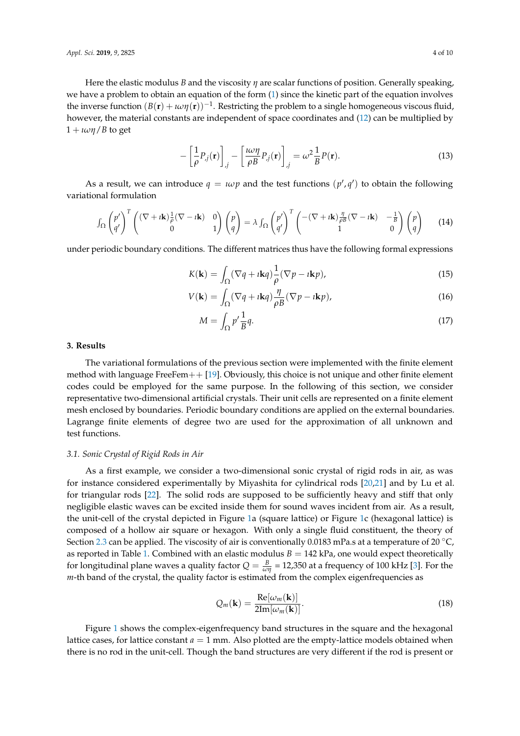Here the elastic modulus $B$ and the viscosity $\eta$ are scalar functions of position. Generally speaking, we have a problem to obtain an equation of the form (1) since the kinetic part of the equation involves the inverse function $(B(\mathbf{r}) + \imath\omega\eta(\mathbf{r}))^{-1}$. Restricting the problem to a single homogeneous viscous fluid, however, the material constants are independent of space coordinates and (12) can be multiplied by $1 + \imath\omega\eta/B$ to get

$$-\left[\frac{1}{\rho}P_{,j}(\mathbf{r})\right]_{,j} - \left[\frac{\imath\omega\eta}{\rho B}P_{,j}(\mathbf{r})\right]_{,j} = \omega^2 \frac{1}{B}P(\mathbf{r}). \tag{13}$$

As a result, we can introduce $q = \imath\omega p$ and the test functions $(p', q')$ to obtain the following variational formulation

$$\int_\Omega \begin{pmatrix} p' \\ q' \end{pmatrix}^T \begin{pmatrix} (\nabla + \imath\mathbf{k})\frac{1}{\rho}(\nabla - \imath\mathbf{k}) & 0 \\ 0 & 1 \end{pmatrix} \begin{pmatrix} p \\ q \end{pmatrix} = \lambda \int_\Omega \begin{pmatrix} p' \\ q' \end{pmatrix}^T \begin{pmatrix} -(\nabla + \imath\mathbf{k})\frac{\eta}{\rho B}(\nabla - \imath\mathbf{k}) & -\frac{1}{B} \\ 1 & 0 \end{pmatrix} \begin{pmatrix} p \\ q \end{pmatrix} \tag{14}$$

under periodic boundary conditions. The different matrices thus have the following formal expressions

$$K(\mathbf{k}) = \int_\Omega (\nabla q + \imath\mathbf{k}q)\frac{1}{\rho}(\nabla p - \imath\mathbf{k}p), \tag{15}$$

$$V(\mathbf{k}) = \int_\Omega (\nabla q + \imath\mathbf{k}q)\frac{\eta}{\rho B}(\nabla p - \imath\mathbf{k}p), \tag{16}$$

$$M = \int_\Omega p'\frac{1}{B}q. \tag{17}$$

## 3. Results

The variational formulations of the previous section were implemented with the finite element method with language FreeFem++ [19]. Obviously, this choice is not unique and other finite element codes could be employed for the same purpose. In the following of this section, we consider representative two-dimensional artificial crystals. Their unit cells are represented on a finite element mesh enclosed by boundaries. Periodic boundary conditions are applied on the external boundaries. Lagrange finite elements of degree two are used for the approximation of all unknown and test functions.

### 3.1. Sonic Crystal of Rigid Rods in Air

As a first example, we consider a two-dimensional sonic crystal of rigid rods in air, as was for instance considered experimentally by Miyashita for cylindrical rods [20,21] and by Lu et al. for triangular rods [22]. The solid rods are supposed to be sufficiently heavy and stiff that only negligible elastic waves can be excited inside them for sound waves incident from air. As a result, the unit-cell of the crystal depicted in Figure 1a (square lattice) or Figure 1c (hexagonal lattice) is composed of a hollow air square or hexagon. With only a single fluid constituent, the theory of Section 2.3 can be applied. The viscosity of air is conventionally 0.0183 mPa.s at a temperature of 20 °C, as reported in Table 1. Combined with an elastic modulus $B$ = 142 kPa, one would expect theoretically for longitudinal plane waves a quality factor $Q = \frac{B}{\omega\eta}$ = 12,350 at a frequency of 100 kHz [3]. For the $m$-th band of the crystal, the quality factor is estimated from the complex eigenfrequencies as

$$Q_m(\mathbf{k}) = \frac{\mathrm{Re}[\omega_m(\mathbf{k})]}{2\mathrm{Im}[\omega_m(\mathbf{k})]}. \tag{18}$$

Figure 1 shows the complex-eigenfrequency band structures in the square and the hexagonal lattice cases, for lattice constant $a$ = 1 mm. Also plotted are the empty-lattice models obtained when there is no rod in the unit-cell. Though the band structures are very different if the rod is present or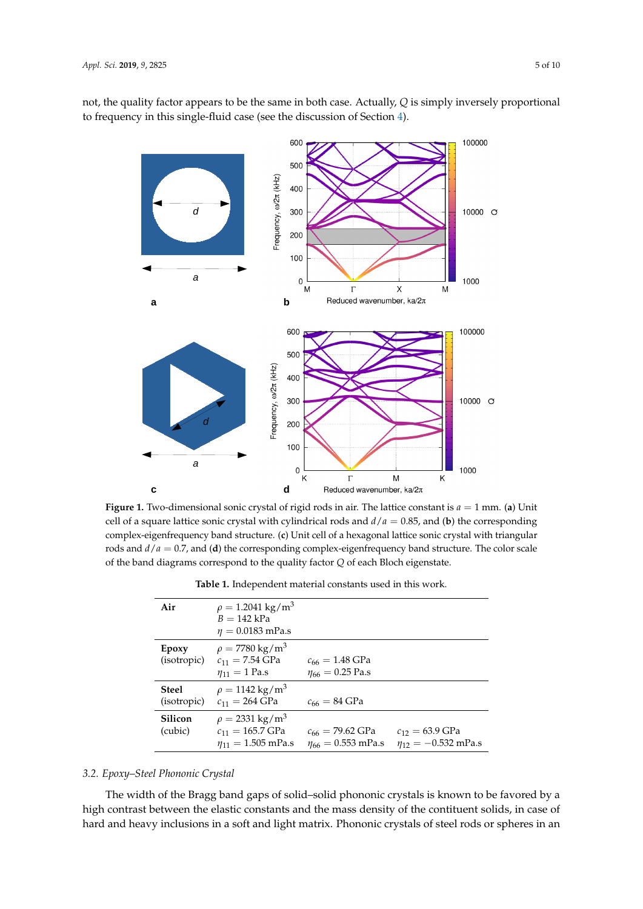not, the quality factor appears to be the same in both case. Actually, $Q$ is simply inversely proportional to frequency in this single-fluid case (see the discussion of Section 4).

**Figure 1.** Two-dimensional sonic crystal of rigid rods in air. The lattice constant is $a = 1$ mm. (**a**) Unit cell of a square lattice sonic crystal with cylindrical rods and $d/a = 0.85$, and (**b**) the corresponding complex-eigenfrequency band structure. (**c**) Unit cell of a hexagonal lattice sonic crystal with triangular rods and $d/a = 0.7$, and (**d**) the corresponding complex-eigenfrequency band structure. The color scale of the band diagrams correspond to the quality factor $Q$ of each Bloch eigenstate.

**Table 1.** Independent material constants used in this work.

| | | | |
|---|---|---|---|
| **Air** | $\rho = 1.2041$ kg/m$^3$<br>$B = 142$ kPa<br>$\eta = 0.0183$ mPa.s | | |
| **Epoxy** (isotropic) | $\rho = 7780$ kg/m$^3$<br>$c_{11} = 7.54$ GPa<br>$\eta_{11} = 1$ Pa.s | $c_{66} = 1.48$ GPa<br>$\eta_{66} = 0.25$ Pa.s | |
| **Steel** (isotropic) | $\rho = 1142$ kg/m$^3$<br>$c_{11} = 264$ GPa | $c_{66} = 84$ GPa | |
| **Silicon** (cubic) | $\rho = 2331$ kg/m$^3$<br>$c_{11} = 165.7$ GPa<br>$\eta_{11} = 1.505$ mPa.s | $c_{66} = 79.62$ GPa<br>$\eta_{66} = 0.553$ mPa.s | $c_{12} = 63.9$ GPa<br>$\eta_{12} = -0.532$ mPa.s |

### 3.2. Epoxy–Steel Phononic Crystal

The width of the Bragg band gaps of solid–solid phononic crystals is known to be favored by a high contrast between the elastic constants and the mass density of the contituent solids, in case of hard and heavy inclusions in a soft and light matrix. Phononic crystals of steel rods or spheres in an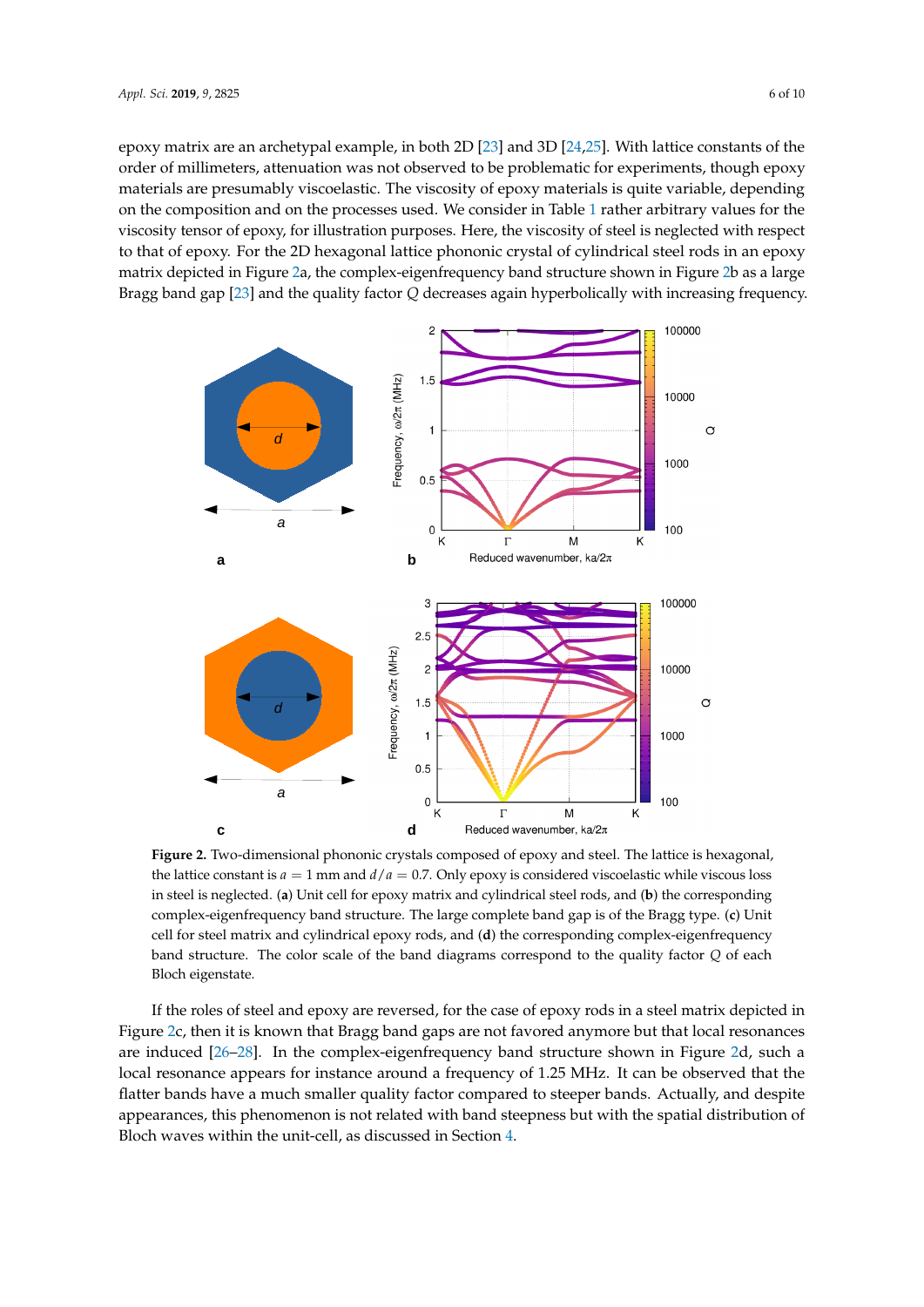epoxy matrix are an archetypal example, in both 2D [23] and 3D [24,25]. With lattice constants of the order of millimeters, attenuation was not observed to be problematic for experiments, though epoxy materials are presumably viscoelastic. The viscosity of epoxy materials is quite variable, depending on the composition and on the processes used. We consider in Table 1 rather arbitrary values for the viscosity tensor of epoxy, for illustration purposes. Here, the viscosity of steel is neglected with respect to that of epoxy. For the 2D hexagonal lattice phononic crystal of cylindrical steel rods in an epoxy matrix depicted in Figure 2a, the complex-eigenfrequency band structure shown in Figure 2b as a large Bragg band gap [23] and the quality factor $Q$ decreases again hyperbolically with increasing frequency.

**Figure 2.** Two-dimensional phononic crystals composed of epoxy and steel. The lattice is hexagonal, the lattice constant is $a = 1$ mm and $d/a = 0.7$. Only epoxy is considered viscoelastic while viscous loss in steel is neglected. (**a**) Unit cell for epoxy matrix and cylindrical steel rods, and (**b**) the corresponding complex-eigenfrequency band structure. The large complete band gap is of the Bragg type. (**c**) Unit cell for steel matrix and cylindrical epoxy rods, and (**d**) the corresponding complex-eigenfrequency band structure. The color scale of the band diagrams correspond to the quality factor $Q$ of each Bloch eigenstate.

If the roles of steel and epoxy are reversed, for the case of epoxy rods in a steel matrix depicted in Figure 2c, then it is known that Bragg band gaps are not favored anymore but that local resonances are induced [26–28]. In the complex-eigenfrequency band structure shown in Figure 2d, such a local resonance appears for instance around a frequency of 1.25 MHz. It can be observed that the flatter bands have a much smaller quality factor compared to steeper bands. Actually, and despite appearances, this phenomenon is not related with band steepness but with the spatial distribution of Bloch waves within the unit-cell, as discussed in Section 4.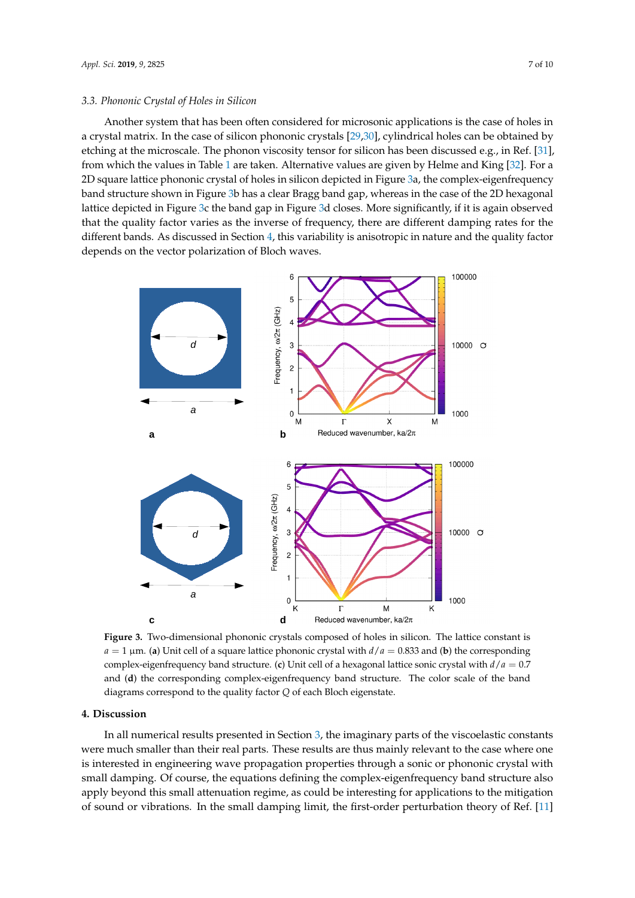### 3.3. Phononic Crystal of Holes in Silicon

Another system that has been often considered for microsonic applications is the case of holes in a crystal matrix. In the case of silicon phononic crystals [29,30], cylindrical holes can be obtained by etching at the microscale. The phonon viscosity tensor for silicon has been discussed e.g., in Ref. [31], from which the values in Table 1 are taken. Alternative values are given by Helme and King [32]. For a 2D square lattice phononic crystal of holes in silicon depicted in Figure 3a, the complex-eigenfrequency band structure shown in Figure 3b has a clear Bragg band gap, whereas in the case of the 2D hexagonal lattice depicted in Figure 3c the band gap in Figure 3d closes. More significantly, if it is again observed that the quality factor varies as the inverse of frequency, there are different damping rates for the different bands. As discussed in Section 4, this variability is anisotropic in nature and the quality factor depends on the vector polarization of Bloch waves.

**Figure 3.** Two-dimensional phononic crystals composed of holes in silicon. The lattice constant is $a = 1$ µm. (**a**) Unit cell of a square lattice phononic crystal with $d/a = 0.833$ and (**b**) the corresponding complex-eigenfrequency band structure. (**c**) Unit cell of a hexagonal lattice sonic crystal with $d/a = 0.7$ and (**d**) the corresponding complex-eigenfrequency band structure. The color scale of the band diagrams correspond to the quality factor $Q$ of each Bloch eigenstate.

## 4. Discussion

In all numerical results presented in Section 3, the imaginary parts of the viscoelastic constants were much smaller than their real parts. These results are thus mainly relevant to the case where one is interested in engineering wave propagation properties through a sonic or phononic crystal with small damping. Of course, the equations defining the complex-eigenfrequency band structure also apply beyond this small attenuation regime, as could be interesting for applications to the mitigation of sound or vibrations. In the small damping limit, the first-order perturbation theory of Ref. [11]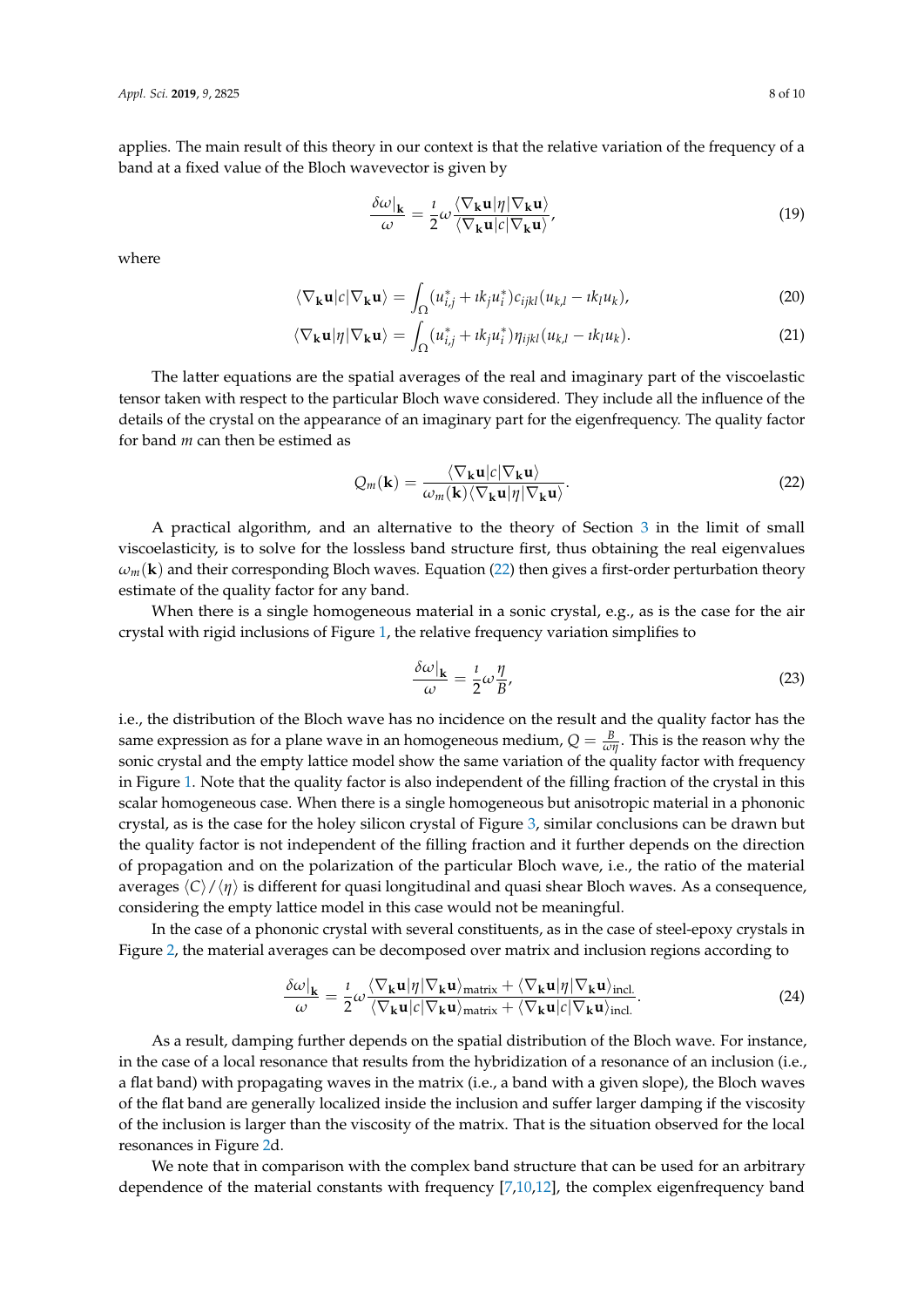applies. The main result of this theory in our context is that the relative variation of the frequency of a band at a fixed value of the Bloch wavevector is given by

$$\frac{\delta\omega|_{\mathbf{k}}}{\omega} = \frac{\imath}{2}\omega \frac{\langle \nabla_{\mathbf{k}}\mathbf{u}|\eta|\nabla_{\mathbf{k}}\mathbf{u}\rangle}{\langle \nabla_{\mathbf{k}}\mathbf{u}|c|\nabla_{\mathbf{k}}\mathbf{u}\rangle}, \tag{19}$$

where

$$\langle \nabla_{\mathbf{k}}\mathbf{u}|c|\nabla_{\mathbf{k}}\mathbf{u}\rangle = \int_{\Omega} (u_{i,j}^* + \imath k_j u_i^*) c_{ijkl} (u_{k,l} - \imath k_l u_k), \tag{20}$$

$$\langle \nabla_{\mathbf{k}}\mathbf{u}|\eta|\nabla_{\mathbf{k}}\mathbf{u}\rangle = \int_{\Omega} (u_{i,j}^* + \imath k_j u_i^*) \eta_{ijkl} (u_{k,l} - \imath k_l u_k). \tag{21}$$

The latter equations are the spatial averages of the real and imaginary part of the viscoelastic tensor taken with respect to the particular Bloch wave considered. They include all the influence of the details of the crystal on the appearance of an imaginary part for the eigenfrequency. The quality factor for band $m$ can then be estimated as

$$Q_m(\mathbf{k}) = \frac{\langle \nabla_{\mathbf{k}}\mathbf{u}|c|\nabla_{\mathbf{k}}\mathbf{u}\rangle}{\omega_m(\mathbf{k})\langle \nabla_{\mathbf{k}}\mathbf{u}|\eta|\nabla_{\mathbf{k}}\mathbf{u}\rangle}. \tag{22}$$

A practical algorithm, and an alternative to the theory of Section 3 in the limit of small viscoelasticity, is to solve for the lossless band structure first, thus obtaining the real eigenvalues $\omega_m(\mathbf{k})$ and their corresponding Bloch waves. Equation (22) then gives a first-order perturbation theory estimate of the quality factor for any band.

When there is a single homogeneous material in a sonic crystal, e.g., as is the case for the air crystal with rigid inclusions of Figure 1, the relative frequency variation simplifies to

$$\frac{\delta\omega|_{\mathbf{k}}}{\omega} = \frac{\imath}{2}\omega \frac{\eta}{B}, \tag{23}$$

i.e., the distribution of the Bloch wave has no incidence on the result and the quality factor has the same expression as for a plane wave in an homogeneous medium, $Q = \frac{B}{\omega\eta}$. This is the reason why the sonic crystal and the empty lattice model show the same variation of the quality factor with frequency in Figure 1. Note that the quality factor is also independent of the filling fraction of the crystal in this scalar homogeneous case. When there is a single homogeneous but anisotropic material in a phononic crystal, as is the case for the holey silicon crystal of Figure 3, similar conclusions can be drawn but the quality factor is not independent of the filling fraction and it further depends on the direction of propagation and on the polarization of the particular Bloch wave, i.e., the ratio of the material averages $\langle C\rangle / \langle \eta\rangle$ is different for quasi longitudinal and quasi shear Bloch waves. As a consequence, considering the empty lattice model in this case would not be meaningful.

In the case of a phononic crystal with several constituents, as in the case of steel-epoxy crystals in Figure 2, the material averages can be decomposed over matrix and inclusion regions according to

$$\frac{\delta\omega|_{\mathbf{k}}}{\omega} = \frac{\imath}{2}\omega \frac{\langle \nabla_{\mathbf{k}}\mathbf{u}|\eta|\nabla_{\mathbf{k}}\mathbf{u}\rangle_{\text{matrix}} + \langle \nabla_{\mathbf{k}}\mathbf{u}|\eta|\nabla_{\mathbf{k}}\mathbf{u}\rangle_{\text{incl.}}}{\langle \nabla_{\mathbf{k}}\mathbf{u}|c|\nabla_{\mathbf{k}}\mathbf{u}\rangle_{\text{matrix}} + \langle \nabla_{\mathbf{k}}\mathbf{u}|c|\nabla_{\mathbf{k}}\mathbf{u}\rangle_{\text{incl.}}}. \tag{24}$$

As a result, damping further depends on the spatial distribution of the Bloch wave. For instance, in the case of a local resonance that results from the hybridization of a resonance of an inclusion (i.e., a flat band) with propagating waves in the matrix (i.e., a band with a given slope), the Bloch waves of the flat band are generally localized inside the inclusion and suffer larger damping if the viscosity of the inclusion is larger than the viscosity of the matrix. That is the situation observed for the local resonances in Figure 2d.

We note that in comparison with the complex band structure that can be used for an arbitrary dependence of the material constants with frequency [7,10,12], the complex eigenfrequency band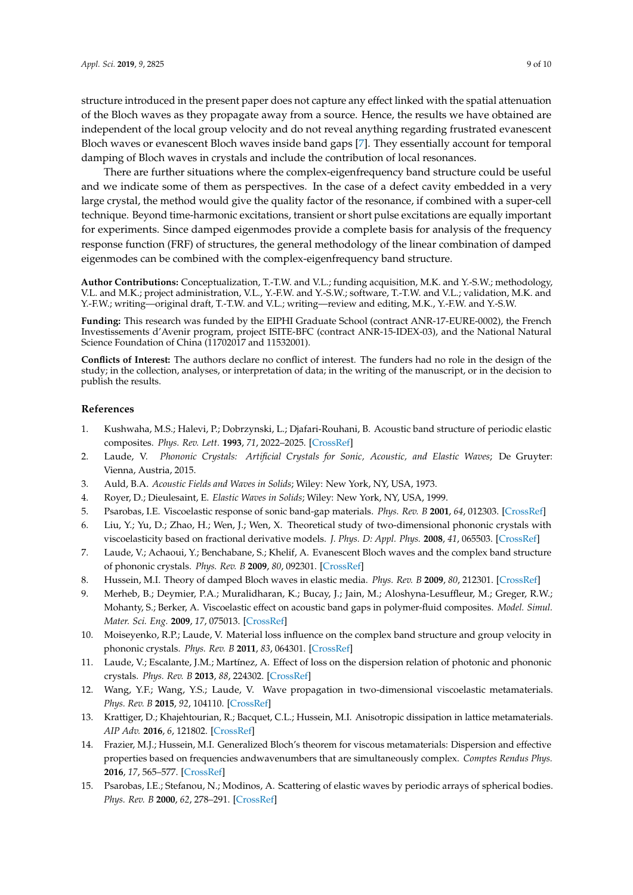structure introduced in the present paper does not capture any effect linked with the spatial attenuation of the Bloch waves as they propagate away from a source. Hence, the results we have obtained are independent of the local group velocity and do not reveal anything regarding frustrated evanescent Bloch waves or evanescent Bloch waves inside band gaps [7]. They essentially account for temporal damping of Bloch waves in crystals and include the contribution of local resonances.

There are further situations where the complex-eigenfrequency band structure could be useful and we indicate some of them as perspectives. In the case of a defect cavity embedded in a very large crystal, the method would give the quality factor of the resonance, if combined with a super-cell technique. Beyond time-harmonic excitations, transient or short pulse excitations are equally important for experiments. Since damped eigenmodes provide a complete basis for analysis of the frequency response function (FRF) of structures, the general methodology of the linear combination of damped eigenmodes can be combined with the complex-eigenfrequency band structure.

**Author Contributions:** Conceptualization, T.-T.W. and V.L.; funding acquisition, M.K. and Y.-S.W.; methodology, V.L. and M.K.; project administration, V.L., Y.-F.W. and Y.-S.W.; software, T.-T.W. and V.L.; validation, M.K. and Y.-F.W.; writing—original draft, T.-T.W. and V.L.; writing—review and editing, M.K., Y.-F.W. and Y.-S.W.

**Funding:** This research was funded by the EIPHI Graduate School (contract ANR-17-EURE-0002), the French Investissements d'Avenir program, project ISITE-BFC (contract ANR-15-IDEX-03), and the National Natural Science Foundation of China (11702017 and 11532001).

**Conflicts of Interest:** The authors declare no conflict of interest. The funders had no role in the design of the study; in the collection, analyses, or interpretation of data; in the writing of the manuscript, or in the decision to publish the results.

## References

1. Kushwaha, M.S.; Halevi, P.; Dobrzynski, L.; Djafari-Rouhani, B. Acoustic band structure of periodic elastic composites. *Phys. Rev. Lett.* **1993**, *71*, 2022–2025. [CrossRef]
2. Laude, V. *Phononic Crystals: Artificial Crystals for Sonic, Acoustic, and Elastic Waves*; De Gruyter: Vienna, Austria, 2015.
3. Auld, B.A. *Acoustic Fields and Waves in Solids*; Wiley: New York, NY, USA, 1973.
4. Royer, D.; Dieulesaint, E. *Elastic Waves in Solids*; Wiley: New York, NY, USA, 1999.
5. Psarobas, I.E. Viscoelastic response of sonic band-gap materials. *Phys. Rev. B* **2001**, *64*, 012303. [CrossRef]
6. Liu, Y.; Yu, D.; Zhao, H.; Wen, J.; Wen, X. Theoretical study of two-dimensional phononic crystals with viscoelasticity based on fractional derivative models. *J. Phys. D: Appl. Phys.* **2008**, *41*, 065503. [CrossRef]
7. Laude, V.; Achaoui, Y.; Benchabane, S.; Khelif, A. Evanescent Bloch waves and the complex band structure of phononic crystals. *Phys. Rev. B* **2009**, *80*, 092301. [CrossRef]
8. Hussein, M.I. Theory of damped Bloch waves in elastic media. *Phys. Rev. B* **2009**, *80*, 212301. [CrossRef]
9. Merheb, B.; Deymier, P.A.; Muralidharan, K.; Bucay, J.; Jain, M.; Aloshyna-Lesuffleur, M.; Greger, R.W.; Mohanty, S.; Berker, A. Viscoelastic effect on acoustic band gaps in polymer-fluid composites. *Model. Simul. Mater. Sci. Eng.* **2009**, *17*, 075013. [CrossRef]
10. Moiseyenko, R.P.; Laude, V. Material loss influence on the complex band structure and group velocity in phononic crystals. *Phys. Rev. B* **2011**, *83*, 064301. [CrossRef]
11. Laude, V.; Escalante, J.M.; Martínez, A. Effect of loss on the dispersion relation of photonic and phononic crystals. *Phys. Rev. B* **2013**, *88*, 224302. [CrossRef]
12. Wang, Y.F.; Wang, Y.S.; Laude, V. Wave propagation in two-dimensional viscoelastic metamaterials. *Phys. Rev. B* **2015**, *92*, 104110. [CrossRef]
13. Krattiger, D.; Khajehtourian, R.; Bacquet, C.L.; Hussein, M.I. Anisotropic dissipation in lattice metamaterials. *AIP Adv.* **2016**, *6*, 121802. [CrossRef]
14. Frazier, M.J.; Hussein, M.I. Generalized Bloch's theorem for viscous metamaterials: Dispersion and effective properties based on frequencies andwavenumbers that are simultaneously complex. *Comptes Rendus Phys.* **2016**, *17*, 565–577. [CrossRef]
15. Psarobas, I.E.; Stefanou, N.; Modinos, A. Scattering of elastic waves by periodic arrays of spherical bodies. *Phys. Rev. B* **2000**, *62*, 278–291. [CrossRef]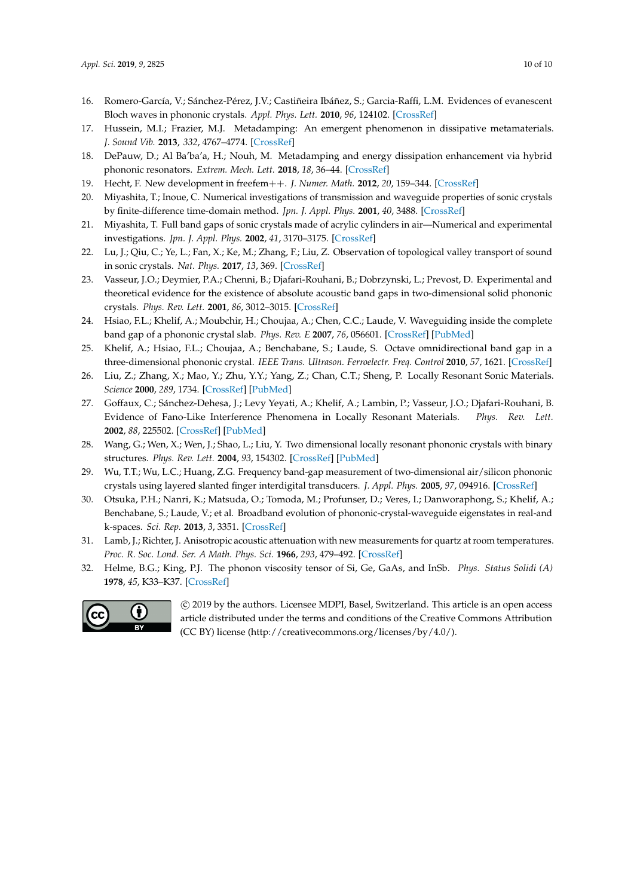16. Romero-García, V.; Sánchez-Pérez, J.V.; Castiñeira Ibáñez, S.; Garcia-Raffi, L.M. Evidences of evanescent Bloch waves in phononic crystals. *Appl. Phys. Lett.* **2010**, *96*, 124102. [CrossRef]
17. Hussein, M.I.; Frazier, M.J. Metadamping: An emergent phenomenon in dissipative metamaterials. *J. Sound Vib.* **2013**, *332*, 4767–4774. [CrossRef]
18. DePauw, D.; Al Ba'ba'a, H.; Nouh, M. Metadamping and energy dissipation enhancement via hybrid phononic resonators. *Extrem. Mech. Lett.* **2018**, *18*, 36–44. [CrossRef]
19. Hecht, F. New development in freefem++. *J. Numer. Math.* **2012**, *20*, 159–344. [CrossRef]
20. Miyashita, T.; Inoue, C. Numerical investigations of transmission and waveguide properties of sonic crystals by finite-difference time-domain method. *Jpn. J. Appl. Phys.* **2001**, *40*, 3488. [CrossRef]
21. Miyashita, T. Full band gaps of sonic crystals made of acrylic cylinders in air—Numerical and experimental investigations. *Jpn. J. Appl. Phys.* **2002**, *41*, 3170–3175. [CrossRef]
22. Lu, J.; Qiu, C.; Ye, L.; Fan, X.; Ke, M.; Zhang, F.; Liu, Z. Observation of topological valley transport of sound in sonic crystals. *Nat. Phys.* **2017**, *13*, 369. [CrossRef]
23. Vasseur, J.O.; Deymier, P.A.; Chenni, B.; Djafari-Rouhani, B.; Dobrzynski, L.; Prevost, D. Experimental and theoretical evidence for the existence of absolute acoustic band gaps in two-dimensional solid phononic crystals. *Phys. Rev. Lett.* **2001**, *86*, 3012–3015. [CrossRef]
24. Hsiao, F.L.; Khelif, A.; Moubchir, H.; Choujaa, A.; Chen, C.C.; Laude, V. Waveguiding inside the complete band gap of a phononic crystal slab. *Phys. Rev. E* **2007**, *76*, 056601. [CrossRef] [PubMed]
25. Khelif, A.; Hsiao, F.L.; Choujaa, A.; Benchabane, S.; Laude, S. Octave omnidirectional band gap in a three-dimensional phononic crystal. *IEEE Trans. Ultrason. Ferroelectr. Freq. Control* **2010**, *57*, 1621. [CrossRef]
26. Liu, Z.; Zhang, X.; Mao, Y.; Zhu, Y.Y.; Yang, Z.; Chan, C.T.; Sheng, P. Locally Resonant Sonic Materials. *Science* **2000**, *289*, 1734. [CrossRef] [PubMed]
27. Goffaux, C.; Sánchez-Dehesa, J.; Levy Yeyati, A.; Khelif, A.; Lambin, P.; Vasseur, J.O.; Djafari-Rouhani, B. Evidence of Fano-Like Interference Phenomena in Locally Resonant Materials. *Phys. Rev. Lett.* **2002**, *88*, 225502. [CrossRef] [PubMed]
28. Wang, G.; Wen, X.; Wen, J.; Shao, L.; Liu, Y. Two dimensional locally resonant phononic crystals with binary structures. *Phys. Rev. Lett.* **2004**, *93*, 154302. [CrossRef] [PubMed]
29. Wu, T.T.; Wu, L.C.; Huang, Z.G. Frequency band-gap measurement of two-dimensional air/silicon phononic crystals using layered slanted finger interdigital transducers. *J. Appl. Phys.* **2005**, *97*, 094916. [CrossRef]
30. Otsuka, P.H.; Nanri, K.; Matsuda, O.; Tomoda, M.; Profunser, D.; Veres, I.; Danworaphong, S.; Khelif, A.; Benchabane, S.; Laude, V.; et al. Broadband evolution of phononic-crystal-waveguide eigenstates in real-and k-spaces. *Sci. Rep.* **2013**, *3*, 3351. [CrossRef]
31. Lamb, J.; Richter, J. Anisotropic acoustic attenuation with new measurements for quartz at room temperatures. *Proc. R. Soc. Lond. Ser. A Math. Phys. Sci.* **1966**, *293*, 479–492. [CrossRef]
32. Helme, B.G.; King, P.J. The phonon viscosity tensor of Si, Ge, GaAs, and InSb. *Phys. Status Solidi (A)* **1978**, *45*, K33–K37. [CrossRef]

© 2019 by the authors. Licensee MDPI, Basel, Switzerland. This article is an open access article distributed under the terms and conditions of the Creative Commons Attribution (CC BY) license (http://creativecommons.org/licenses/by/4.0/).